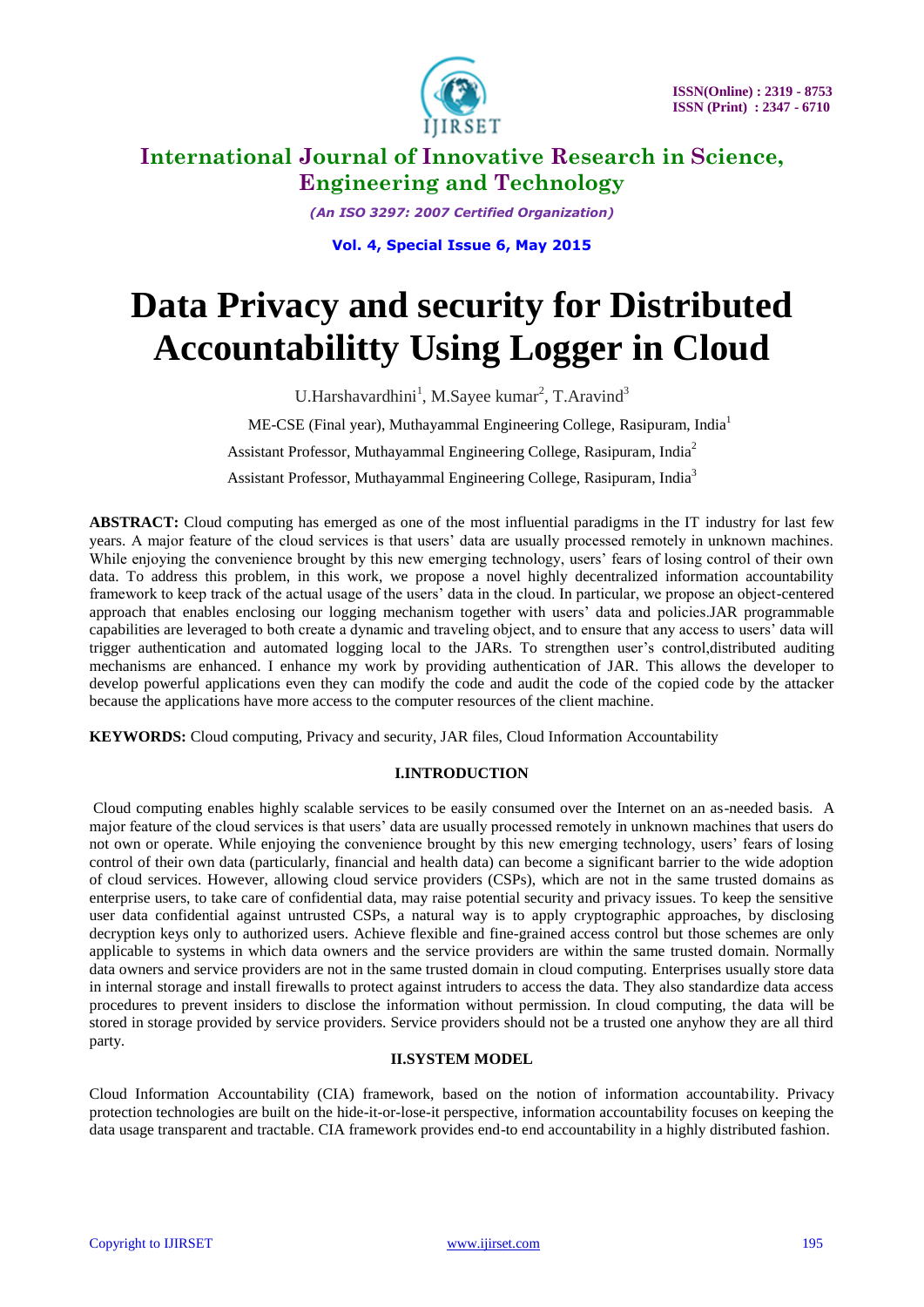# International Journal of Innovative Research in Science, Engineering and Technology

*(An ISO 3297: 2007 Certified Organization)*

**Vol. 4, Special Issue 6, May 2015**

# Data Privacy and security for Distributed Accountabilitty Using Logger in Cloud

U.Harshavardhini[1], M.Sayee kumar[2], T.Aravind[3]

ME-CSE (Final year), Muthayammal Engineering College, Rasipuram, India[1]

Assistant Professor, Muthayammal Engineering College, Rasipuram, India[2]

Assistant Professor, Muthayammal Engineering College, Rasipuram, India[3]

**ABSTRACT:** Cloud computing has emerged as one of the most influential paradigms in the IT industry for last few years. A major feature of the cloud services is that users' data are usually processed remotely in unknown machines. While enjoying the convenience brought by this new emerging technology, users' fears of losing control of their own data. To address this problem, in this work, we propose a novel highly decentralized information accountability framework to keep track of the actual usage of the users' data in the cloud. In particular, we propose an object-centered approach that enables enclosing our logging mechanism together with users' data and policies.JAR programmable capabilities are leveraged to both create a dynamic and traveling object, and to ensure that any access to users' data will trigger authentication and automated logging local to the JARs. To strengthen user's control,distributed auditing mechanisms are enhanced. I enhance my work by providing authentication of JAR. This allows the developer to develop powerful applications even they can modify the code and audit the code of the copied code by the attacker because the applications have more access to the computer resources of the client machine.

**KEYWORDS:** Cloud computing, Privacy and security, JAR files, Cloud Information Accountability

## I.INTRODUCTION

Cloud computing enables highly scalable services to be easily consumed over the Internet on an as-needed basis. A major feature of the cloud services is that users' data are usually processed remotely in unknown machines that users do not own or operate. While enjoying the convenience brought by this new emerging technology, users' fears of losing control of their own data (particularly, financial and health data) can become a significant barrier to the wide adoption of cloud services. However, allowing cloud service providers (CSPs), which are not in the same trusted domains as enterprise users, to take care of confidential data, may raise potential security and privacy issues. To keep the sensitive user data confidential against untrusted CSPs, a natural way is to apply cryptographic approaches, by disclosing decryption keys only to authorized users. Achieve flexible and fine-grained access control but those schemes are only applicable to systems in which data owners and the service providers are within the same trusted domain. Normally data owners and service providers are not in the same trusted domain in cloud computing. Enterprises usually store data in internal storage and install firewalls to protect against intruders to access the data. They also standardize data access procedures to prevent insiders to disclose the information without permission. In cloud computing, the data will be stored in storage provided by service providers. Service providers should not be a trusted one anyhow they are all third party.

## II.SYSTEM MODEL

Cloud Information Accountability (CIA) framework, based on the notion of information accountability. Privacy protection technologies are built on the hide-it-or-lose-it perspective, information accountability focuses on keeping the data usage transparent and tractable. CIA framework provides end-to end accountability in a highly distributed fashion.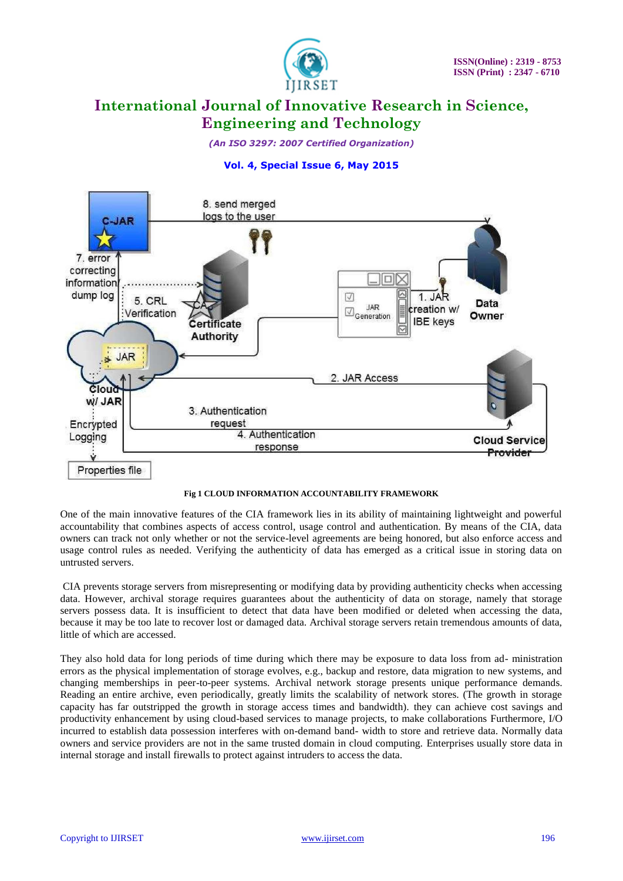Fig 1 CLOUD INFORMATION ACCOUNTABILITY FRAMEWORK

One of the main innovative features of the CIA framework lies in its ability of maintaining lightweight and powerful accountability that combines aspects of access control, usage control and authentication. By means of the CIA, data owners can track not only whether or not the service-level agreements are being honored, but also enforce access and usage control rules as needed. Verifying the authenticity of data has emerged as a critical issue in storing data on untrusted servers.

CIA prevents storage servers from misrepresenting or modifying data by providing authenticity checks when accessing data. However, archival storage requires guarantees about the authenticity of data on storage, namely that storage servers possess data. It is insufficient to detect that data have been modified or deleted when accessing the data, because it may be too late to recover lost or damaged data. Archival storage servers retain tremendous amounts of data, little of which are accessed.

They also hold data for long periods of time during which there may be exposure to data loss from ad- ministration errors as the physical implementation of storage evolves, e.g., backup and restore, data migration to new systems, and changing memberships in peer-to-peer systems. Archival network storage presents unique performance demands. Reading an entire archive, even periodically, greatly limits the scalability of network stores. (The growth in storage capacity has far outstripped the growth in storage access times and bandwidth). they can achieve cost savings and productivity enhancement by using cloud-based services to manage projects, to make collaborations Furthermore, I/O incurred to establish data possession interferes with on-demand band- width to store and retrieve data. Normally data owners and service providers are not in the same trusted domain in cloud computing. Enterprises usually store data in internal storage and install firewalls to protect against intruders to access the data.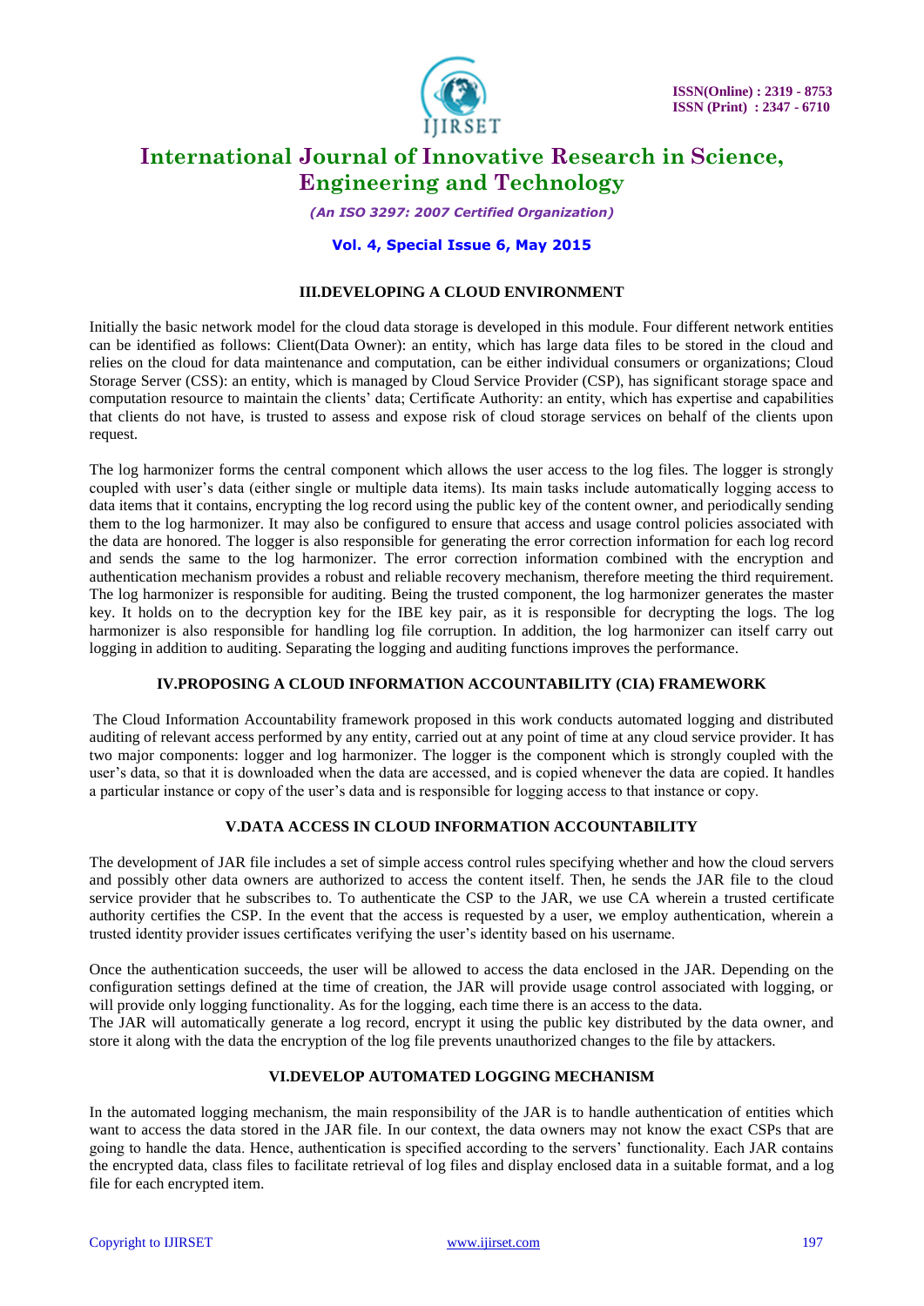## III.DEVELOPING A CLOUD ENVIRONMENT

Initially the basic network model for the cloud data storage is developed in this module. Four different network entities can be identified as follows: Client(Data Owner): an entity, which has large data files to be stored in the cloud and relies on the cloud for data maintenance and computation, can be either individual consumers or organizations; Cloud Storage Server (CSS): an entity, which is managed by Cloud Service Provider (CSP), has significant storage space and computation resource to maintain the clients' data; Certificate Authority: an entity, which has expertise and capabilities that clients do not have, is trusted to assess and expose risk of cloud storage services on behalf of the clients upon request.

The log harmonizer forms the central component which allows the user access to the log files. The logger is strongly coupled with user's data (either single or multiple data items). Its main tasks include automatically logging access to data items that it contains, encrypting the log record using the public key of the content owner, and periodically sending them to the log harmonizer. It may also be configured to ensure that access and usage control policies associated with the data are honored. The logger is also responsible for generating the error correction information for each log record and sends the same to the log harmonizer. The error correction information combined with the encryption and authentication mechanism provides a robust and reliable recovery mechanism, therefore meeting the third requirement. The log harmonizer is responsible for auditing. Being the trusted component, the log harmonizer generates the master key. It holds on to the decryption key for the IBE key pair, as it is responsible for decrypting the logs. The log harmonizer is also responsible for handling log file corruption. In addition, the log harmonizer can itself carry out logging in addition to auditing. Separating the logging and auditing functions improves the performance.

## IV.PROPOSING A CLOUD INFORMATION ACCOUNTABILITY (CIA) FRAMEWORK

The Cloud Information Accountability framework proposed in this work conducts automated logging and distributed auditing of relevant access performed by any entity, carried out at any point of time at any cloud service provider. It has two major components: logger and log harmonizer. The logger is the component which is strongly coupled with the user's data, so that it is downloaded when the data are accessed, and is copied whenever the data are copied. It handles a particular instance or copy of the user's data and is responsible for logging access to that instance or copy.

## V.DATA ACCESS IN CLOUD INFORMATION ACCOUNTABILITY

The development of JAR file includes a set of simple access control rules specifying whether and how the cloud servers and possibly other data owners are authorized to access the content itself. Then, he sends the JAR file to the cloud service provider that he subscribes to. To authenticate the CSP to the JAR, we use CA wherein a trusted certificate authority certifies the CSP. In the event that the access is requested by a user, we employ authentication, wherein a trusted identity provider issues certificates verifying the user's identity based on his username.

Once the authentication succeeds, the user will be allowed to access the data enclosed in the JAR. Depending on the configuration settings defined at the time of creation, the JAR will provide usage control associated with logging, or will provide only logging functionality. As for the logging, each time there is an access to the data.
The JAR will automatically generate a log record, encrypt it using the public key distributed by the data owner, and store it along with the data the encryption of the log file prevents unauthorized changes to the file by attackers.

## VI.DEVELOP AUTOMATED LOGGING MECHANISM

In the automated logging mechanism, the main responsibility of the JAR is to handle authentication of entities which want to access the data stored in the JAR file. In our context, the data owners may not know the exact CSPs that are going to handle the data. Hence, authentication is specified according to the servers' functionality. Each JAR contains the encrypted data, class files to facilitate retrieval of log files and display enclosed data in a suitable format, and a log file for each encrypted item.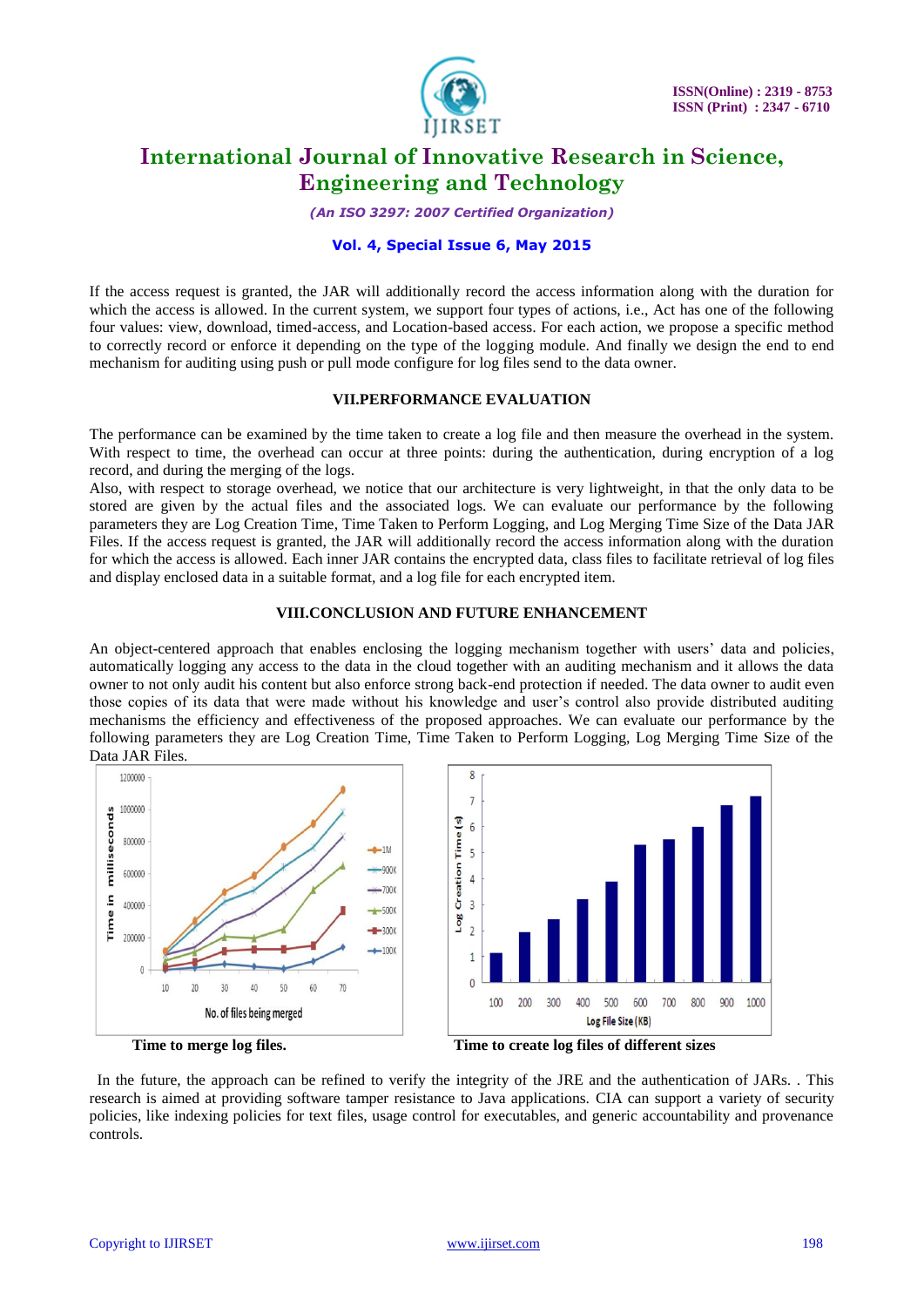If the access request is granted, the JAR will additionally record the access information along with the duration for which the access is allowed. In the current system, we support four types of actions, i.e., Act has one of the following four values: view, download, timed-access, and Location-based access. For each action, we propose a specific method to correctly record or enforce it depending on the type of the logging module. And finally we design the end to end mechanism for auditing using push or pull mode configure for log files send to the data owner.

## VII.PERFORMANCE EVALUATION

The performance can be examined by the time taken to create a log file and then measure the overhead in the system. With respect to time, the overhead can occur at three points: during the authentication, during encryption of a log record, and during the merging of the logs.

Also, with respect to storage overhead, we notice that our architecture is very lightweight, in that the only data to be stored are given by the actual files and the associated logs. We can evaluate our performance by the following parameters they are Log Creation Time, Time Taken to Perform Logging, and Log Merging Time Size of the Data JAR Files. If the access request is granted, the JAR will additionally record the access information along with the duration for which the access is allowed. Each inner JAR contains the encrypted data, class files to facilitate retrieval of log files and display enclosed data in a suitable format, and a log file for each encrypted item.

## VIII.CONCLUSION AND FUTURE ENHANCEMENT

An object-centered approach that enables enclosing the logging mechanism together with users' data and policies, automatically logging any access to the data in the cloud together with an auditing mechanism and it allows the data owner to not only audit his content but also enforce strong back-end protection if needed. The data owner to audit even those copies of its data that were made without his knowledge and user's control also provide distributed auditing mechanisms the efficiency and effectiveness of the proposed approaches. We can evaluate our performance by the following parameters they are Log Creation Time, Time Taken to Perform Logging, Log Merging Time Size of the Data JAR Files.

**Time to merge log files.**

**Time to create log files of different sizes**

In the future, the approach can be refined to verify the integrity of the JRE and the authentication of JARs. . This research is aimed at providing software tamper resistance to Java applications. CIA can support a variety of security policies, like indexing policies for text files, usage control for executables, and generic accountability and provenance controls.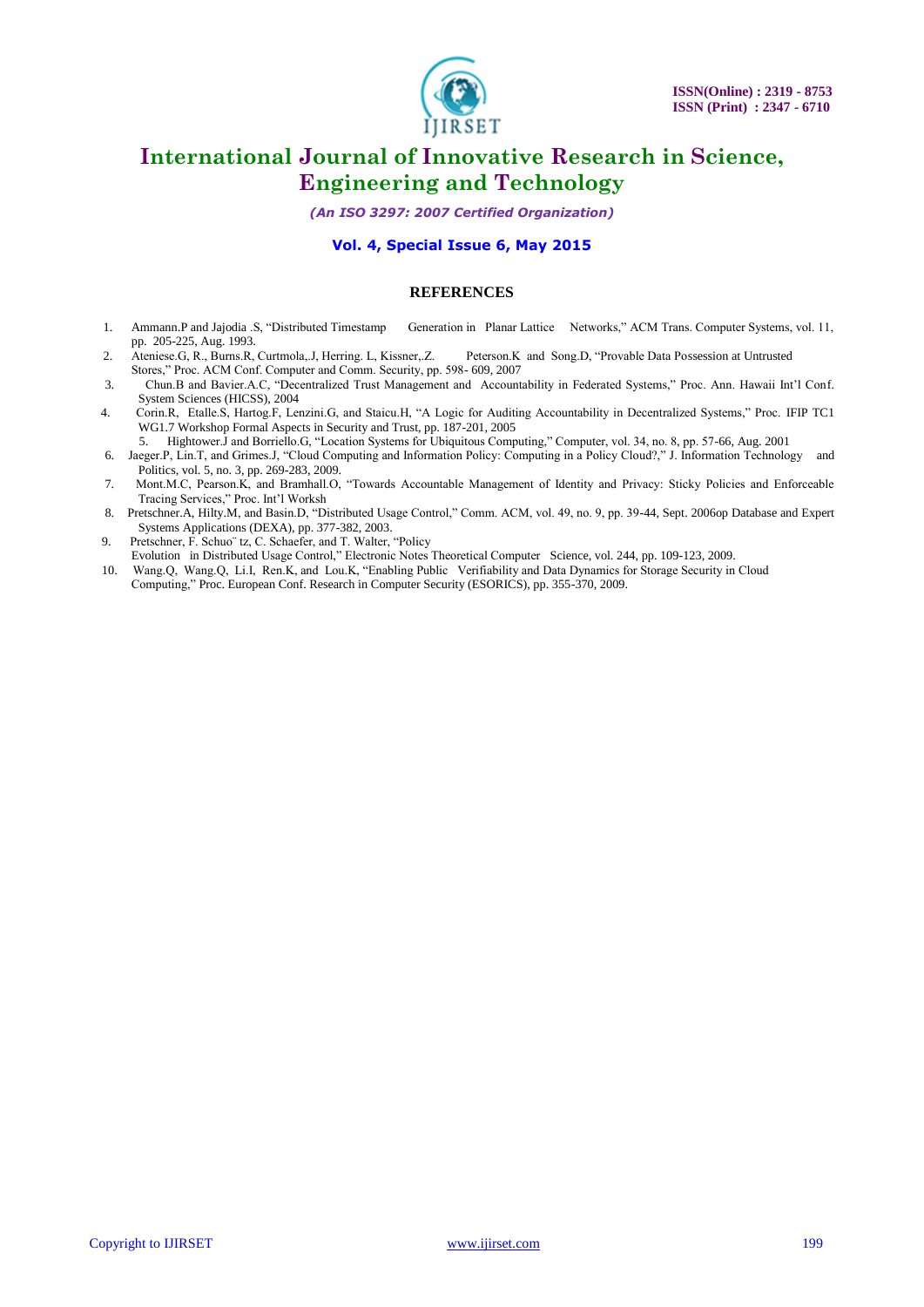## REFERENCES

1. Ammann.P and Jajodia .S, "Distributed Timestamp Generation in Planar Lattice Networks," ACM Trans. Computer Systems, vol. 11, pp. 205-225, Aug. 1993.
2. Ateniese.G, R., Burns.R, Curtmola,.J, Herring. L, Kissner,.Z. Peterson.K and Song.D, "Provable Data Possession at Untrusted Stores," Proc. ACM Conf. Computer and Comm. Security, pp. 598- 609, 2007
3. Chun.B and Bavier.A.C, "Decentralized Trust Management and Accountability in Federated Systems," Proc. Ann. Hawaii Int'l Conf. System Sciences (HICSS), 2004
4. Corin.R, Etalle.S, Hartog.F, Lenzini.G, and Staicu.H, "A Logic for Auditing Accountability in Decentralized Systems," Proc. IFIP TC1 WG1.7 Workshop Formal Aspects in Security and Trust, pp. 187-201, 2005
5. Hightower.J and Borriello.G, "Location Systems for Ubiquitous Computing," Computer, vol. 34, no. 8, pp. 57-66, Aug. 2001
6. Jaeger.P, Lin.T, and Grimes.J, "Cloud Computing and Information Policy: Computing in a Policy Cloud?," J. Information Technology and Politics, vol. 5, no. 3, pp. 269-283, 2009.
7. Mont.M.C, Pearson.K, and Bramhall.O, "Towards Accountable Management of Identity and Privacy: Sticky Policies and Enforceable Tracing Services," Proc. Int'l Worksh
8. Pretschner.A, Hilty.M, and Basin.D, "Distributed Usage Control," Comm. ACM, vol. 49, no. 9, pp. 39-44, Sept. 2006op Database and Expert Systems Applications (DEXA), pp. 377-382, 2003.
9. Pretschner, F. Schuo¨ tz, C. Schaefer, and T. Walter, "Policy Evolution in Distributed Usage Control," Electronic Notes Theoretical Computer Science, vol. 244, pp. 109-123, 2009.
10. Wang.Q, Wang.Q, Li.I, Ren.K, and Lou.K, "Enabling Public Verifiability and Data Dynamics for Storage Security in Cloud Computing," Proc. European Conf. Research in Computer Security (ESORICS), pp. 355-370, 2009.